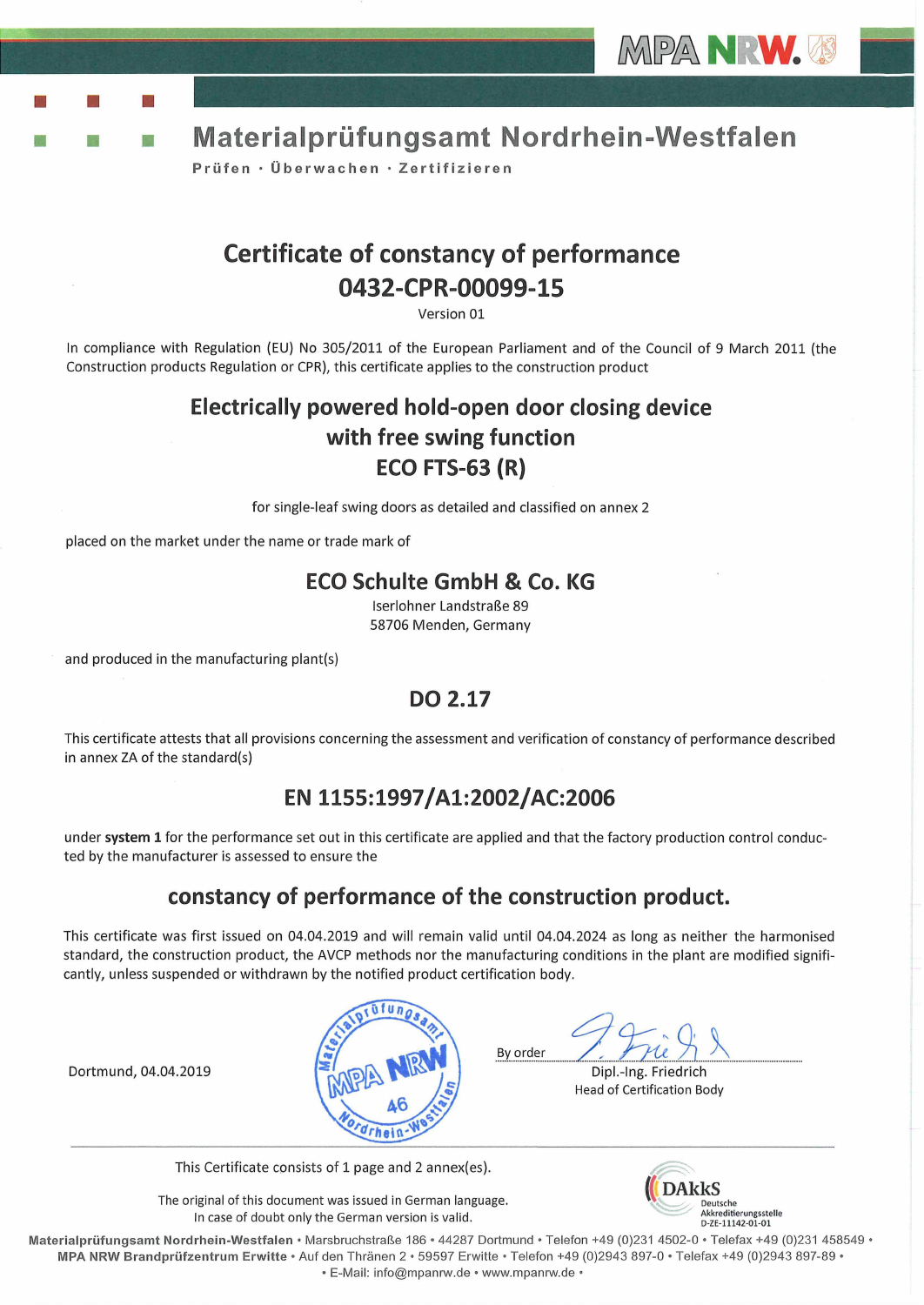MPA NRW.

# Materialprüfungsamt Nordrhein-Westfalen

Prüfen · Überwachen · Zertifizieren

## Certificate of constancy of performance
## 0432-CPR-00099-15

Version 01

In compliance with Regulation (EU) No 305/2011 of the European Parliament and of the Council of 9 March 2011 (the Construction products Regulation or CPR), this certificate applies to the construction product

## Electrically powered hold-open door closing device with free swing function ECO FTS-63 (R)

for single-leaf swing doors as detailed and classified on annex 2

placed on the market under the name or trade mark of

**ECO Schulte GmbH & Co. KG**
Iserlohner Landstraße 89
58706 Menden, Germany

and produced in the manufacturing plant(s)

**DO 2.17**

This certificate attests that all provisions concerning the assessment and verification of constancy of performance described in annex ZA of the standard(s)

**EN 1155:1997/A1:2002/AC:2006**

under **system 1** for the performance set out in this certificate are applied and that the factory production control conducted by the manufacturer is assessed to ensure the

**constancy of performance of the construction product.**

This certificate was first issued on 04.04.2019 and will remain valid until 04.04.2024 as long as neither the harmonised standard, the construction product, the AVCP methods nor the manufacturing conditions in the plant are modified significantly, unless suspended or withdrawn by the notified product certification body.

Dortmund, 04.04.2019

By order
Dipl.-Ing. Friedrich
Head of Certification Body

This Certificate consists of 1 page and 2 annex(es).

The original of this document was issued in German language.
In case of doubt only the German version is valid.

DAkkS Deutsche Akkreditierungsstelle D-ZE-11142-01-01

**Materialprüfungsamt Nordrhein-Westfalen** • Marsbruchstraße 186 • 44287 Dortmund • Telefon +49 (0)231 4502-0 • Telefax +49 (0)231 458549 •
**MPA NRW Brandprüfzentrum Erwitte** • Auf den Thränen 2 • 59597 Erwitte • Telefon +49 (0)2943 897-0 • Telefax +49 (0)2943 897-89 •
• E-Mail: info@mpanrw.de • www.mpanrw.de •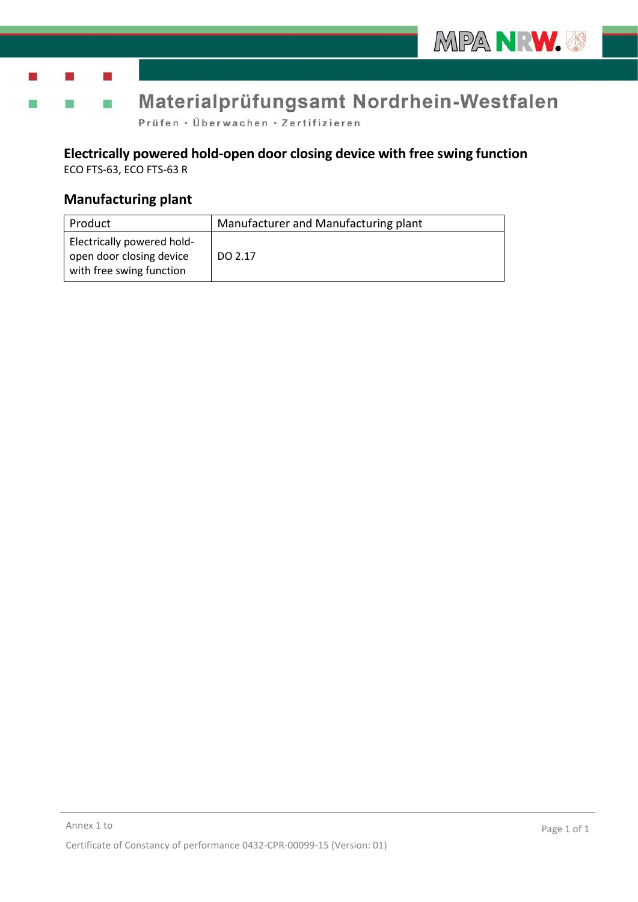## Electrically powered hold-open door closing device with free swing function

ECO FTS-63, ECO FTS-63 R

## Manufacturing plant

| Product | Manufacturer and Manufacturing plant |
|---|---|
| Electrically powered hold-open door closing device with free swing function | DO 2.17 |

Annex 1 to

Certificate of Constancy of performance 0432-CPR-00099-15 (Version: 01)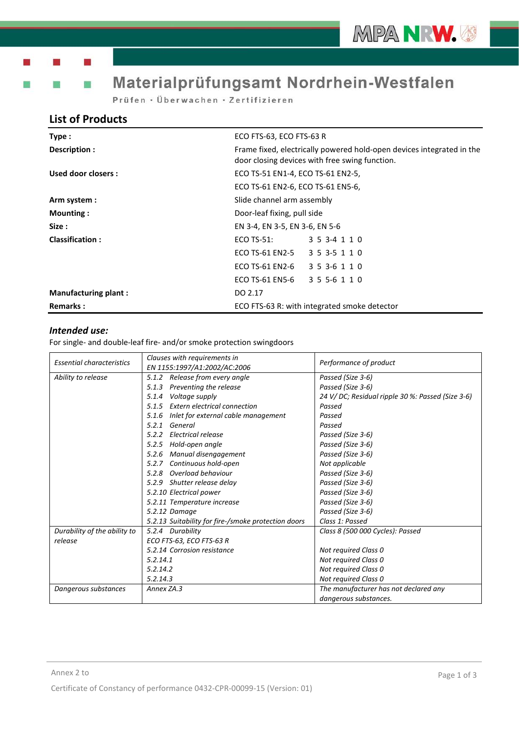## List of Products

| | |
|---|---|
| **Type :** | ECO FTS-63, ECO FTS-63 R |
| **Description :** | Frame fixed, electrically powered hold-open devices integrated in the door closing devices with free swing function. |
| **Used door closers :** | ECO TS-51 EN1-4, ECO TS-61 EN2-5, |
| | ECO TS-61 EN2-6, ECO TS-61 EN5-6, |
| **Arm system :** | Slide channel arm assembly |
| **Mounting :** | Door-leaf fixing, pull side |
| **Size :** | EN 3-4, EN 3-5, EN 3-6, EN 5-6 |
| **Classification :** | ECO TS-51: 3 5 3-4 1 1 0 |
| | ECO TS-61 EN2-5 3 5 3-5 1 1 0 |
| | ECO TS-61 EN2-6 3 5 3-6 1 1 0 |
| | ECO TS-61 EN5-6 3 5 5-6 1 1 0 |
| **Manufacturing plant :** | DO 2.17 |
| **Remarks :** | ECO FTS-63 R: with integrated smoke detector |

### *Intended use:*

For single- and double-leaf fire- and/or smoke protection swingdoors

| *Essential characteristics* | *Clauses with requirements in EN 1155:1997/A1:2002/AC:2006* | *Performance of product* |
|---|---|---|
| *Ability to release* | *5.1.2 Release from every angle* | *Passed (Size 3-6)* |
| | *5.1.3 Preventing the release* | *Passed (Size 3-6)* |
| | *5.1.4 Voltage supply* | *24 V/ DC; Residual ripple 30 %: Passed (Size 3-6)* |
| | *5.1.5 Extern electrical connection* | *Passed* |
| | *5.1.6 Inlet for external cable management* | *Passed* |
| | *5.2.1 General* | *Passed* |
| | *5.2.2 Electrical release* | *Passed (Size 3-6)* |
| | *5.2.5 Hold-open angle* | *Passed (Size 3-6)* |
| | *5.2.6 Manual disengagement* | *Passed (Size 3-6)* |
| | *5.2.7 Continuous hold-open* | *Not applicable* |
| | *5.2.8 Overload behaviour* | *Passed (Size 3-6)* |
| | *5.2.9 Shutter release delay* | *Passed (Size 3-6)* |
| | *5.2.10 Electrical power* | *Passed (Size 3-6)* |
| | *5.2.11 Temperature increase* | *Passed (Size 3-6)* |
| | *5.2.12 Damage* | *Passed (Size 3-6)* |
| | *5.2.13 Suitability for fire-/smoke protection doors* | *Class 1: Passed* |
| *Durability of the ability to release* | *5.2.4 Durability* | *Class 8 (500 000 Cycles): Passed* |
| | *ECO FTS-63, ECO FTS-63 R* | |
| | *5.2.14 Corrosion resistance* | *Not required Class 0* |
| | *5.2.14.1* | *Not required Class 0* |
| | *5.2.14.2* | *Not required Class 0* |
| | *5.2.14.3* | *Not required Class 0* |
| *Dangerous substances* | *Annex ZA.3* | *The manufacturer has not declared any dangerous substances.* |

Annex 2 to

Certificate of Constancy of performance 0432-CPR-00099-15 (Version: 01)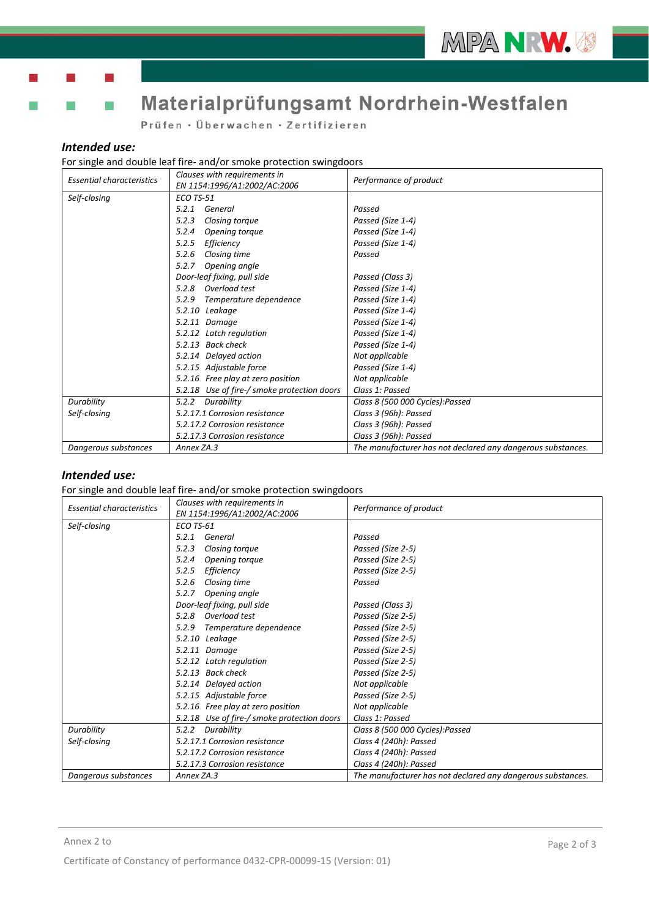# Materialprüfungsamt Nordrhein-Westfalen

Prüfen · Überwachen · Zertifizieren

### *Intended use:*

For single and double leaf fire- and/or smoke protection swingdoors

| *Essential characteristics* | *Clauses with requirements in EN 1154:1996/A1:2002/AC:2006* | *Performance of product* |
|---|---|---|
| *Self-closing* | *ECO TS-51* | |
| | *5.2.1 General* | *Passed* |
| | *5.2.3 Closing torque* | *Passed (Size 1-4)* |
| | *5.2.4 Opening torque* | *Passed (Size 1-4)* |
| | *5.2.5 Efficiency* | *Passed (Size 1-4)* |
| | *5.2.6 Closing time* | *Passed* |
| | *5.2.7 Opening angle* | |
| | *Door-leaf fixing, pull side* | *Passed (Class 3)* |
| | *5.2.8 Overload test* | *Passed (Size 1-4)* |
| | *5.2.9 Temperature dependence* | *Passed (Size 1-4)* |
| | *5.2.10 Leakage* | *Passed (Size 1-4)* |
| | *5.2.11 Damage* | *Passed (Size 1-4)* |
| | *5.2.12 Latch regulation* | *Passed (Size 1-4)* |
| | *5.2.13 Back check* | *Passed (Size 1-4)* |
| | *5.2.14 Delayed action* | *Not applicable* |
| | *5.2.15 Adjustable force* | *Passed (Size 1-4)* |
| | *5.2.16 Free play at zero position* | *Not applicable* |
| | *5.2.18 Use of fire-/ smoke protection doors* | *Class 1: Passed* |
| *Durability Self-closing* | *5.2.2 Durability* | *Class 8 (500 000 Cycles):Passed* |
| | *5.2.17.1 Corrosion resistance* | *Class 3 (96h): Passed* |
| | *5.2.17.2 Corrosion resistance* | *Class 3 (96h): Passed* |
| | *5.2.17.3 Corrosion resistance* | *Class 3 (96h): Passed* |
| *Dangerous substances* | *Annex ZA.3* | *The manufacturer has not declared any dangerous substances.* |

### *Intended use:*

For single and double leaf fire- and/or smoke protection swingdoors

| *Essential characteristics* | *Clauses with requirements in EN 1154:1996/A1:2002/AC:2006* | *Performance of product* |
|---|---|---|
| *Self-closing* | *ECO TS-61* | |
| | *5.2.1 General* | *Passed* |
| | *5.2.3 Closing torque* | *Passed (Size 2-5)* |
| | *5.2.4 Opening torque* | *Passed (Size 2-5)* |
| | *5.2.5 Efficiency* | *Passed (Size 2-5)* |
| | *5.2.6 Closing time* | *Passed* |
| | *5.2.7 Opening angle* | |
| | *Door-leaf fixing, pull side* | *Passed (Class 3)* |
| | *5.2.8 Overload test* | *Passed (Size 2-5)* |
| | *5.2.9 Temperature dependence* | *Passed (Size 2-5)* |
| | *5.2.10 Leakage* | *Passed (Size 2-5)* |
| | *5.2.11 Damage* | *Passed (Size 2-5)* |
| | *5.2.12 Latch regulation* | *Passed (Size 2-5)* |
| | *5.2.13 Back check* | *Passed (Size 2-5)* |
| | *5.2.14 Delayed action* | *Not applicable* |
| | *5.2.15 Adjustable force* | *Passed (Size 2-5)* |
| | *5.2.16 Free play at zero position* | *Not applicable* |
| | *5.2.18 Use of fire-/ smoke protection doors* | *Class 1: Passed* |
| *Durability Self-closing* | *5.2.2 Durability* | *Class 8 (500 000 Cycles):Passed* |
| | *5.2.17.1 Corrosion resistance* | *Class 4 (240h): Passed* |
| | *5.2.17.2 Corrosion resistance* | *Class 4 (240h): Passed* |
| | *5.2.17.3 Corrosion resistance* | *Class 4 (240h): Passed* |
| *Dangerous substances* | *Annex ZA.3* | *The manufacturer has not declared any dangerous substances.* |

Annex 2 to

Certificate of Constancy of performance 0432-CPR-00099-15 (Version: 01)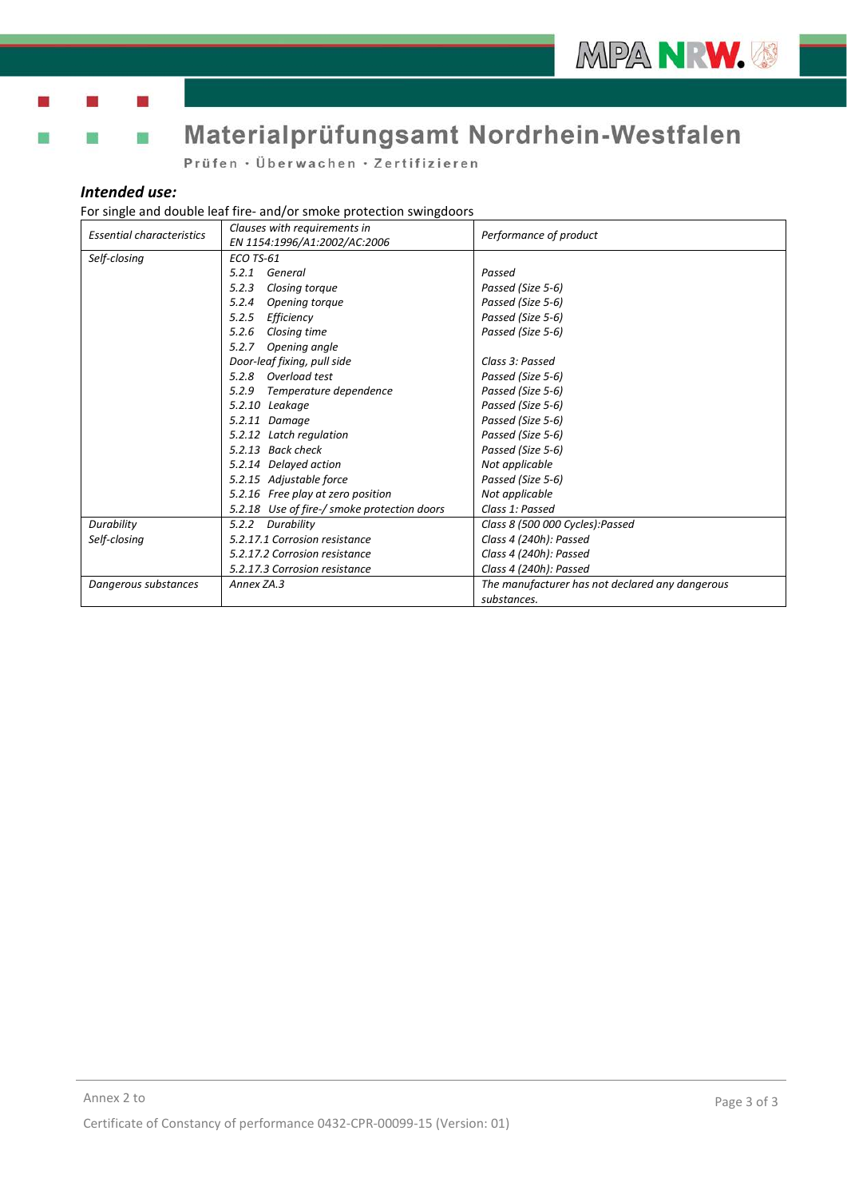### *Intended use:*

For single and double leaf fire- and/or smoke protection swingdoors

| *Essential characteristics* | *Clauses with requirements in EN 1154:1996/A1:2002/AC:2006* | *Performance of product* |
|---|---|---|
| *Self-closing* | *ECO TS-61* | |
| | *5.2.1 General* | *Passed* |
| | *5.2.3 Closing torque* | *Passed (Size 5-6)* |
| | *5.2.4 Opening torque* | *Passed (Size 5-6)* |
| | *5.2.5 Efficiency* | *Passed (Size 5-6)* |
| | *5.2.6 Closing time* | *Passed (Size 5-6)* |
| | *5.2.7 Opening angle* | |
| | *Door-leaf fixing, pull side* | *Class 3: Passed* |
| | *5.2.8 Overload test* | *Passed (Size 5-6)* |
| | *5.2.9 Temperature dependence* | *Passed (Size 5-6)* |
| | *5.2.10 Leakage* | *Passed (Size 5-6)* |
| | *5.2.11 Damage* | *Passed (Size 5-6)* |
| | *5.2.12 Latch regulation* | *Passed (Size 5-6)* |
| | *5.2.13 Back check* | *Passed (Size 5-6)* |
| | *5.2.14 Delayed action* | *Not applicable* |
| | *5.2.15 Adjustable force* | *Passed (Size 5-6)* |
| | *5.2.16 Free play at zero position* | *Not applicable* |
| | *5.2.18 Use of fire-/ smoke protection doors* | *Class 1: Passed* |
| *Durability* | *5.2.2 Durability* | *Class 8 (500 000 Cycles):Passed* |
| *Self-closing* | *5.2.17.1 Corrosion resistance* | *Class 4 (240h): Passed* |
| | *5.2.17.2 Corrosion resistance* | *Class 4 (240h): Passed* |
| | *5.2.17.3 Corrosion resistance* | *Class 4 (240h): Passed* |
| *Dangerous substances* | *Annex ZA.3* | *The manufacturer has not declared any dangerous substances.* |